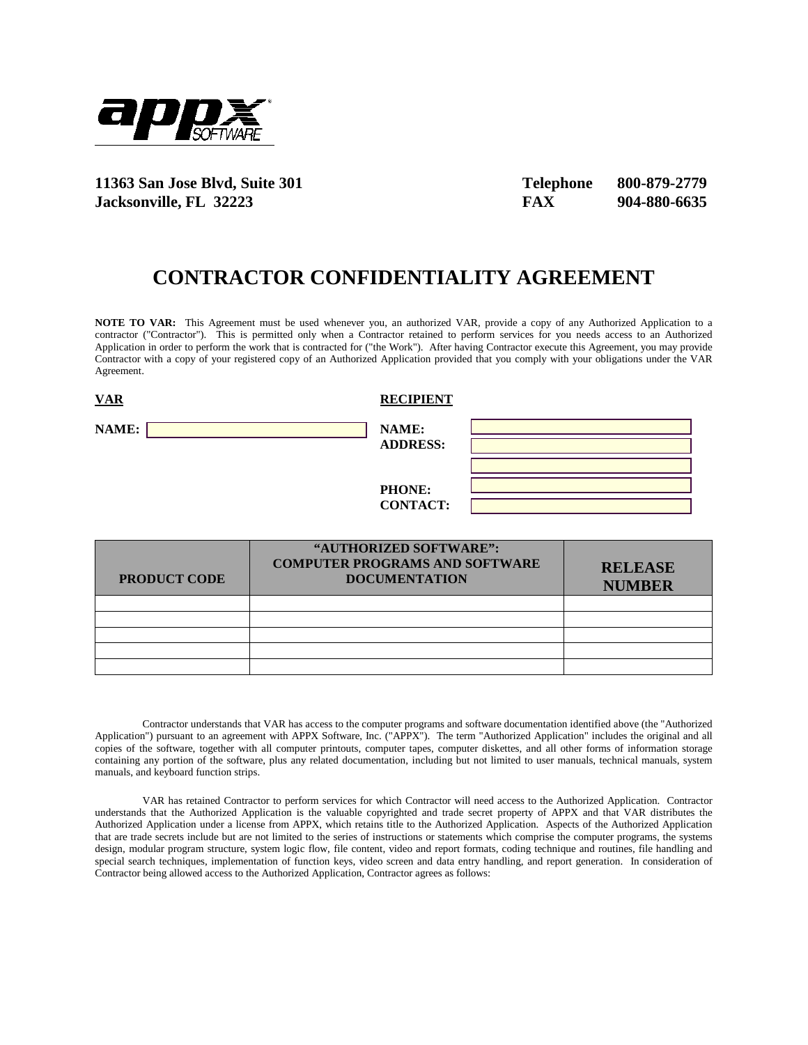appx SOFTWARE

**11363 San Jose Blvd, Suite 301**
**Jacksonville, FL 32223**

**Telephone 800-879-2779**
**FAX 904-880-6635**

# CONTRACTOR CONFIDENTIALITY AGREEMENT

**NOTE TO VAR:** This Agreement must be used whenever you, an authorized VAR, provide a copy of any Authorized Application to a contractor ("Contractor"). This is permitted only when a Contractor retained to perform services for you needs access to an Authorized Application in order to perform the work that is contracted for ("the Work"). After having Contractor execute this Agreement, you may provide Contractor with a copy of your registered copy of an Authorized Application provided that you comply with your obligations under the VAR Agreement.

**VAR**

**NAME:**

**RECIPIENT**

**NAME:**
**ADDRESS:**

**PHONE:**
**CONTACT:**

| PRODUCT CODE | "AUTHORIZED SOFTWARE": COMPUTER PROGRAMS AND SOFTWARE DOCUMENTATION | RELEASE NUMBER |
|---|---|---|
| | | |
| | | |
| | | |
| | | |
| | | |

Contractor understands that VAR has access to the computer programs and software documentation identified above (the "Authorized Application") pursuant to an agreement with APPX Software, Inc. ("APPX"). The term "Authorized Application" includes the original and all copies of the software, together with all computer printouts, computer tapes, computer diskettes, and all other forms of information storage containing any portion of the software, plus any related documentation, including but not limited to user manuals, technical manuals, system manuals, and keyboard function strips.

VAR has retained Contractor to perform services for which Contractor will need access to the Authorized Application. Contractor understands that the Authorized Application is the valuable copyrighted and trade secret property of APPX and that VAR distributes the Authorized Application under a license from APPX, which retains title to the Authorized Application. Aspects of the Authorized Application that are trade secrets include but are not limited to the series of instructions or statements which comprise the computer programs, the systems design, modular program structure, system logic flow, file content, video and report formats, coding technique and routines, file handling and special search techniques, implementation of function keys, video screen and data entry handling, and report generation. In consideration of Contractor being allowed access to the Authorized Application, Contractor agrees as follows: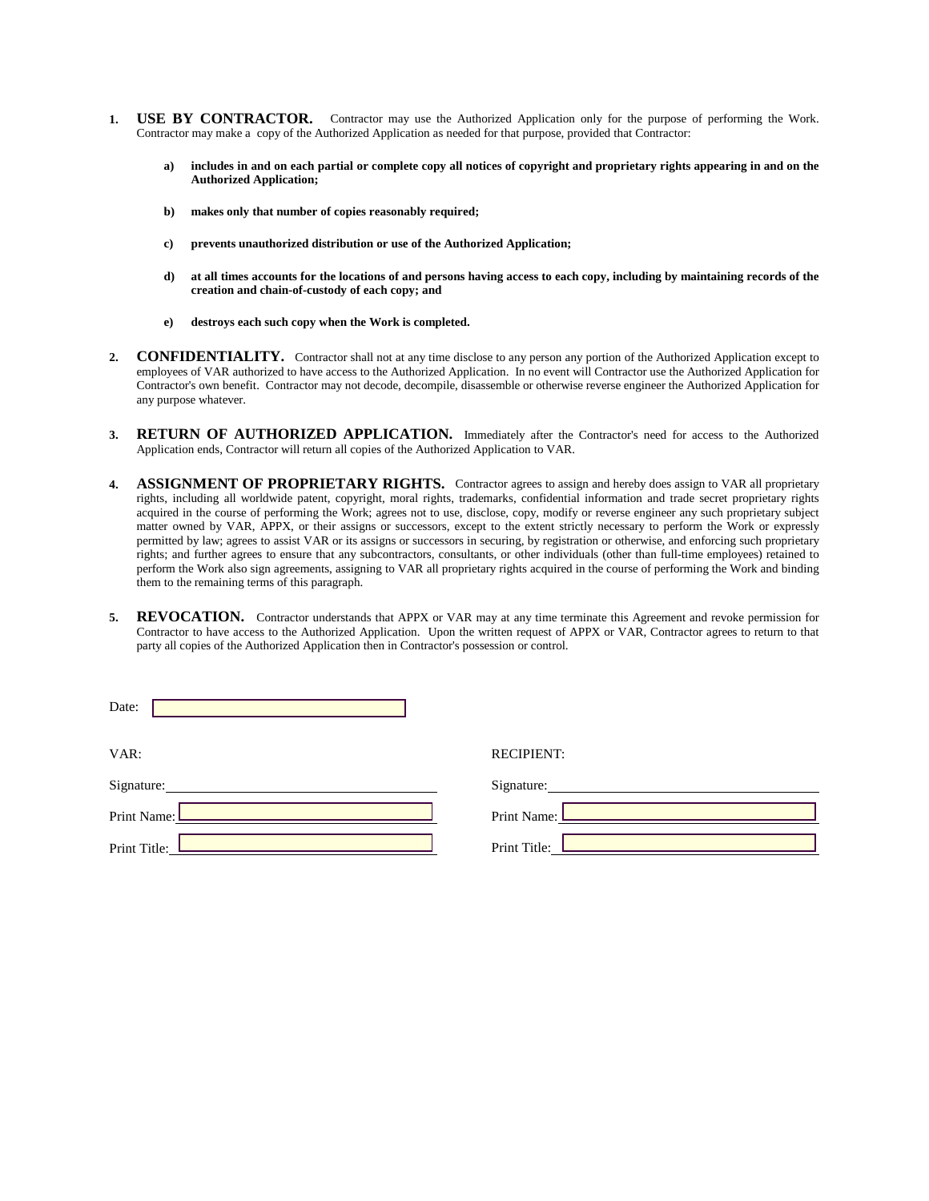1. **USE BY CONTRACTOR.** Contractor may use the Authorized Application only for the purpose of performing the Work. Contractor may make a copy of the Authorized Application as needed for that purpose, provided that Contractor:

   a) **includes in and on each partial or complete copy all notices of copyright and proprietary rights appearing in and on the Authorized Application;**

   b) **makes only that number of copies reasonably required;**

   c) **prevents unauthorized distribution or use of the Authorized Application;**

   d) **at all times accounts for the locations of and persons having access to each copy, including by maintaining records of the creation and chain-of-custody of each copy; and**

   e) **destroys each such copy when the Work is completed.**

2. **CONFIDENTIALITY.** Contractor shall not at any time disclose to any person any portion of the Authorized Application except to employees of VAR authorized to have access to the Authorized Application. In no event will Contractor use the Authorized Application for Contractor's own benefit. Contractor may not decode, decompile, disassemble or otherwise reverse engineer the Authorized Application for any purpose whatever.

3. **RETURN OF AUTHORIZED APPLICATION.** Immediately after the Contractor's need for access to the Authorized Application ends, Contractor will return all copies of the Authorized Application to VAR.

4. **ASSIGNMENT OF PROPRIETARY RIGHTS.** Contractor agrees to assign and hereby does assign to VAR all proprietary rights, including all worldwide patent, copyright, moral rights, trademarks, confidential information and trade secret proprietary rights acquired in the course of performing the Work; agrees not to use, disclose, copy, modify or reverse engineer any such proprietary subject matter owned by VAR, APPX, or their assigns or successors, except to the extent strictly necessary to perform the Work or expressly permitted by law; agrees to assist VAR or its assigns or successors in securing, by registration or otherwise, and enforcing such proprietary rights; and further agrees to ensure that any subcontractors, consultants, or other individuals (other than full-time employees) retained to perform the Work also sign agreements, assigning to VAR all proprietary rights acquired in the course of performing the Work and binding them to the remaining terms of this paragraph.

5. **REVOCATION.** Contractor understands that APPX or VAR may at any time terminate this Agreement and revoke permission for Contractor to have access to the Authorized Application. Upon the written request of APPX or VAR, Contractor agrees to return to that party all copies of the Authorized Application then in Contractor's possession or control.

Date: ____________________

| VAR: | RECIPIENT: |
|---|---|
| Signature: ____________________ | Signature: ____________________ |
| Print Name: ____________________ | Print Name: ____________________ |
| Print Title: ____________________ | Print Title: ____________________ |